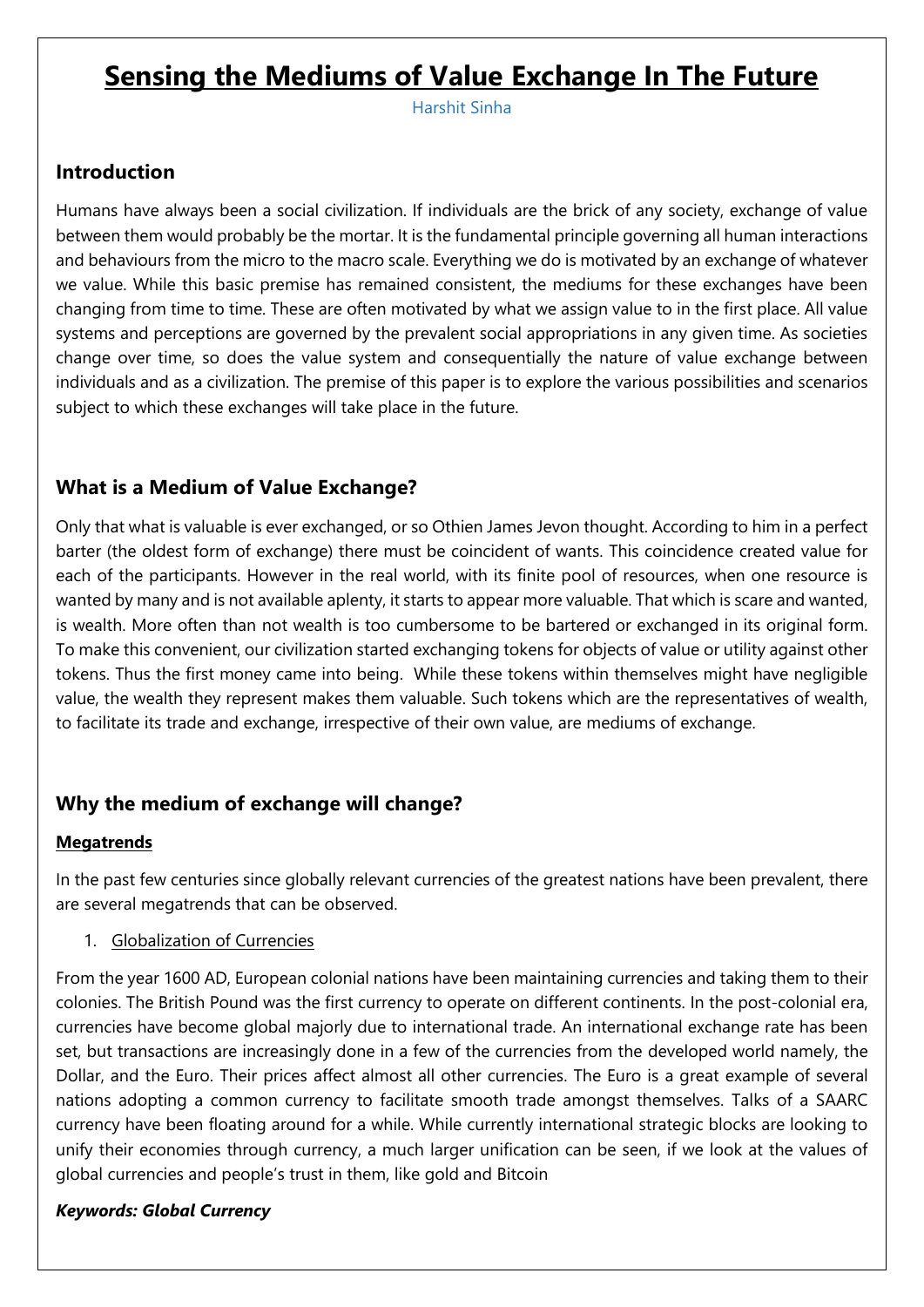# Sensing the Mediums of Value Exchange In The Future

Harshit Sinha

## Introduction

Humans have always been a social civilization. If individuals are the brick of any society, exchange of value between them would probably be the mortar. It is the fundamental principle governing all human interactions and behaviours from the micro to the macro scale. Everything we do is motivated by an exchange of whatever we value. While this basic premise has remained consistent, the mediums for these exchanges have been changing from time to time. These are often motivated by what we assign value to in the first place. All value systems and perceptions are governed by the prevalent social appropriations in any given time. As societies change over time, so does the value system and consequentially the nature of value exchange between individuals and as a civilization. The premise of this paper is to explore the various possibilities and scenarios subject to which these exchanges will take place in the future.

## What is a Medium of Value Exchange?

Only that what is valuable is ever exchanged, or so Othien James Jevon thought. According to him in a perfect barter (the oldest form of exchange) there must be coincident of wants. This coincidence created value for each of the participants. However in the real world, with its finite pool of resources, when one resource is wanted by many and is not available aplenty, it starts to appear more valuable. That which is scare and wanted, is wealth. More often than not wealth is too cumbersome to be bartered or exchanged in its original form. To make this convenient, our civilization started exchanging tokens for objects of value or utility against other tokens. Thus the first money came into being. While these tokens within themselves might have negligible value, the wealth they represent makes them valuable. Such tokens which are the representatives of wealth, to facilitate its trade and exchange, irrespective of their own value, are mediums of exchange.

## Why the medium of exchange will change?

### Megatrends

In the past few centuries since globally relevant currencies of the greatest nations have been prevalent, there are several megatrends that can be observed.

1. Globalization of Currencies

From the year 1600 AD, European colonial nations have been maintaining currencies and taking them to their colonies. The British Pound was the first currency to operate on different continents. In the post-colonial era, currencies have become global majorly due to international trade. An international exchange rate has been set, but transactions are increasingly done in a few of the currencies from the developed world namely, the Dollar, and the Euro. Their prices affect almost all other currencies. The Euro is a great example of several nations adopting a common currency to facilitate smooth trade amongst themselves. Talks of a SAARC currency have been floating around for a while. While currently international strategic blocks are looking to unify their economies through currency, a much larger unification can be seen, if we look at the values of global currencies and people's trust in them, like gold and Bitcoin

***Keywords: Global Currency***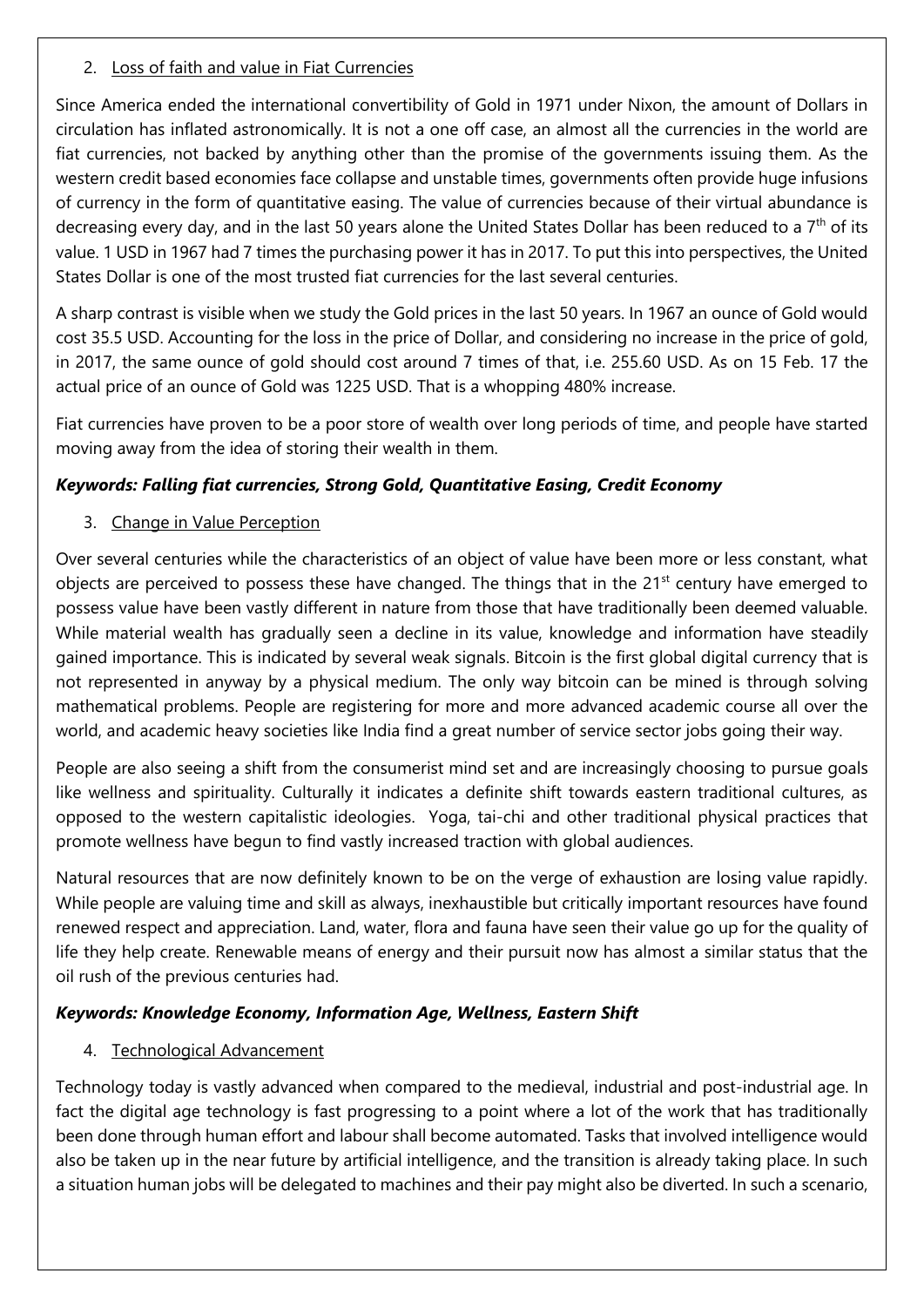2. <u>Loss of faith and value in Fiat Currencies</u>

Since America ended the international convertibility of Gold in 1971 under Nixon, the amount of Dollars in circulation has inflated astronomically. It is not a one off case, an almost all the currencies in the world are fiat currencies, not backed by anything other than the promise of the governments issuing them. As the western credit based economies face collapse and unstable times, governments often provide huge infusions of currency in the form of quantitative easing. The value of currencies because of their virtual abundance is decreasing every day, and in the last 50 years alone the United States Dollar has been reduced to a 7th of its value. 1 USD in 1967 had 7 times the purchasing power it has in 2017. To put this into perspectives, the United States Dollar is one of the most trusted fiat currencies for the last several centuries.

A sharp contrast is visible when we study the Gold prices in the last 50 years. In 1967 an ounce of Gold would cost 35.5 USD. Accounting for the loss in the price of Dollar, and considering no increase in the price of gold, in 2017, the same ounce of gold should cost around 7 times of that, i.e. 255.60 USD. As on 15 Feb. 17 the actual price of an ounce of Gold was 1225 USD. That is a whopping 480% increase.

Fiat currencies have proven to be a poor store of wealth over long periods of time, and people have started moving away from the idea of storing their wealth in them.

***Keywords: Falling fiat currencies, Strong Gold, Quantitative Easing, Credit Economy***

3. <u>Change in Value Perception</u>

Over several centuries while the characteristics of an object of value have been more or less constant, what objects are perceived to possess these have changed. The things that in the 21st century have emerged to possess value have been vastly different in nature from those that have traditionally been deemed valuable. While material wealth has gradually seen a decline in its value, knowledge and information have steadily gained importance. This is indicated by several weak signals. Bitcoin is the first global digital currency that is not represented in anyway by a physical medium. The only way bitcoin can be mined is through solving mathematical problems. People are registering for more and more advanced academic course all over the world, and academic heavy societies like India find a great number of service sector jobs going their way.

People are also seeing a shift from the consumerist mind set and are increasingly choosing to pursue goals like wellness and spirituality. Culturally it indicates a definite shift towards eastern traditional cultures, as opposed to the western capitalistic ideologies. Yoga, tai-chi and other traditional physical practices that promote wellness have begun to find vastly increased traction with global audiences.

Natural resources that are now definitely known to be on the verge of exhaustion are losing value rapidly. While people are valuing time and skill as always, inexhaustible but critically important resources have found renewed respect and appreciation. Land, water, flora and fauna have seen their value go up for the quality of life they help create. Renewable means of energy and their pursuit now has almost a similar status that the oil rush of the previous centuries had.

***Keywords: Knowledge Economy, Information Age, Wellness, Eastern Shift***

4. <u>Technological Advancement</u>

Technology today is vastly advanced when compared to the medieval, industrial and post-industrial age. In fact the digital age technology is fast progressing to a point where a lot of the work that has traditionally been done through human effort and labour shall become automated. Tasks that involved intelligence would also be taken up in the near future by artificial intelligence, and the transition is already taking place. In such a situation human jobs will be delegated to machines and their pay might also be diverted. In such a scenario,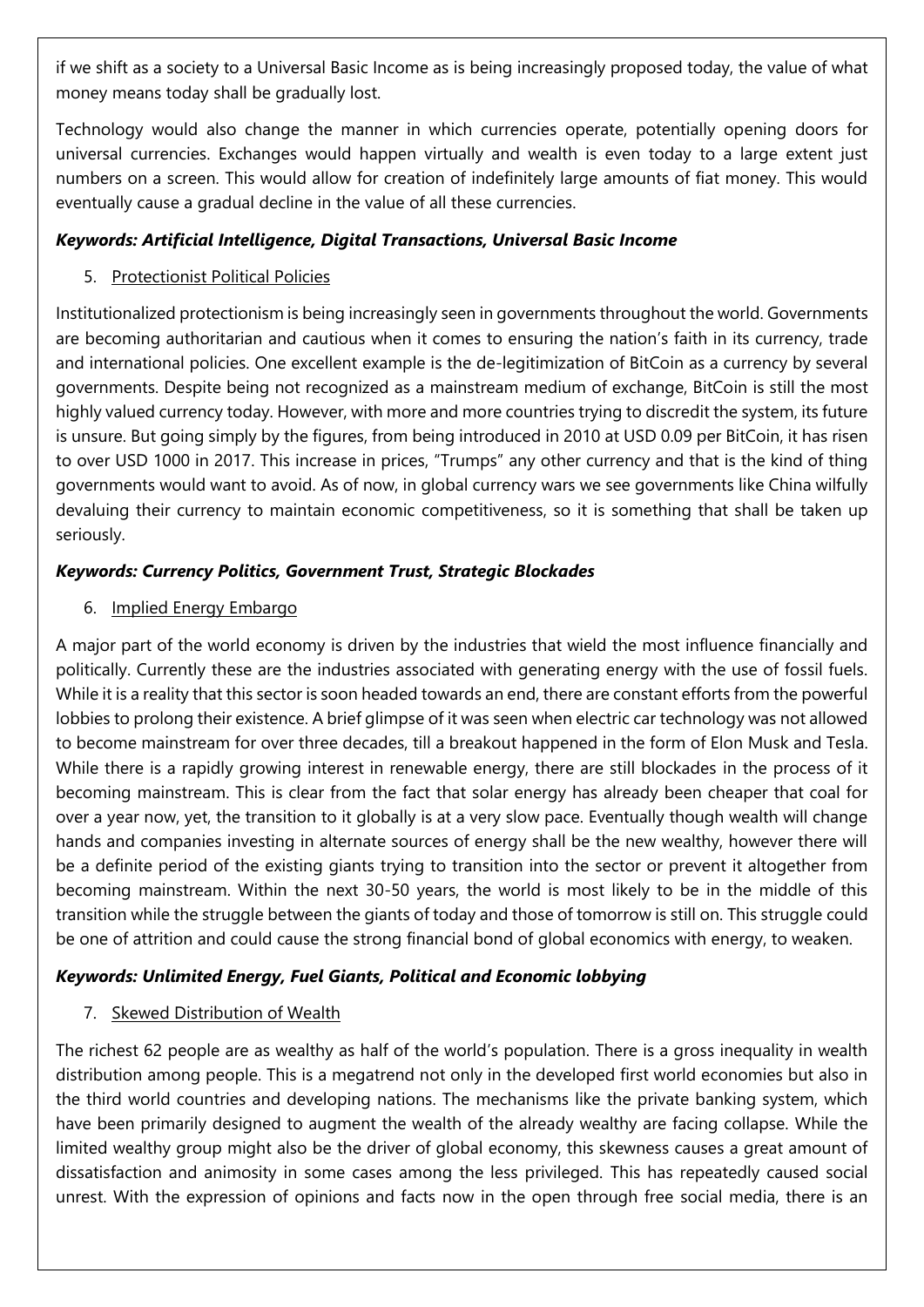if we shift as a society to a Universal Basic Income as is being increasingly proposed today, the value of what money means today shall be gradually lost.

Technology would also change the manner in which currencies operate, potentially opening doors for universal currencies. Exchanges would happen virtually and wealth is even today to a large extent just numbers on a screen. This would allow for creation of indefinitely large amounts of fiat money. This would eventually cause a gradual decline in the value of all these currencies.

***Keywords: Artificial Intelligence, Digital Transactions, Universal Basic Income***

5. Protectionist Political Policies

Institutionalized protectionism is being increasingly seen in governments throughout the world. Governments are becoming authoritarian and cautious when it comes to ensuring the nation's faith in its currency, trade and international policies. One excellent example is the de-legitimization of BitCoin as a currency by several governments. Despite being not recognized as a mainstream medium of exchange, BitCoin is still the most highly valued currency today. However, with more and more countries trying to discredit the system, its future is unsure. But going simply by the figures, from being introduced in 2010 at USD 0.09 per BitCoin, it has risen to over USD 1000 in 2017. This increase in prices, "Trumps" any other currency and that is the kind of thing governments would want to avoid. As of now, in global currency wars we see governments like China wilfully devaluing their currency to maintain economic competitiveness, so it is something that shall be taken up seriously.

***Keywords: Currency Politics, Government Trust, Strategic Blockades***

6. Implied Energy Embargo

A major part of the world economy is driven by the industries that wield the most influence financially and politically. Currently these are the industries associated with generating energy with the use of fossil fuels. While it is a reality that this sector is soon headed towards an end, there are constant efforts from the powerful lobbies to prolong their existence. A brief glimpse of it was seen when electric car technology was not allowed to become mainstream for over three decades, till a breakout happened in the form of Elon Musk and Tesla. While there is a rapidly growing interest in renewable energy, there are still blockades in the process of it becoming mainstream. This is clear from the fact that solar energy has already been cheaper that coal for over a year now, yet, the transition to it globally is at a very slow pace. Eventually though wealth will change hands and companies investing in alternate sources of energy shall be the new wealthy, however there will be a definite period of the existing giants trying to transition into the sector or prevent it altogether from becoming mainstream. Within the next 30-50 years, the world is most likely to be in the middle of this transition while the struggle between the giants of today and those of tomorrow is still on. This struggle could be one of attrition and could cause the strong financial bond of global economics with energy, to weaken.

***Keywords: Unlimited Energy, Fuel Giants, Political and Economic lobbying***

7. Skewed Distribution of Wealth

The richest 62 people are as wealthy as half of the world's population. There is a gross inequality in wealth distribution among people. This is a megatrend not only in the developed first world economies but also in the third world countries and developing nations. The mechanisms like the private banking system, which have been primarily designed to augment the wealth of the already wealthy are facing collapse. While the limited wealthy group might also be the driver of global economy, this skewness causes a great amount of dissatisfaction and animosity in some cases among the less privileged. This has repeatedly caused social unrest. With the expression of opinions and facts now in the open through free social media, there is an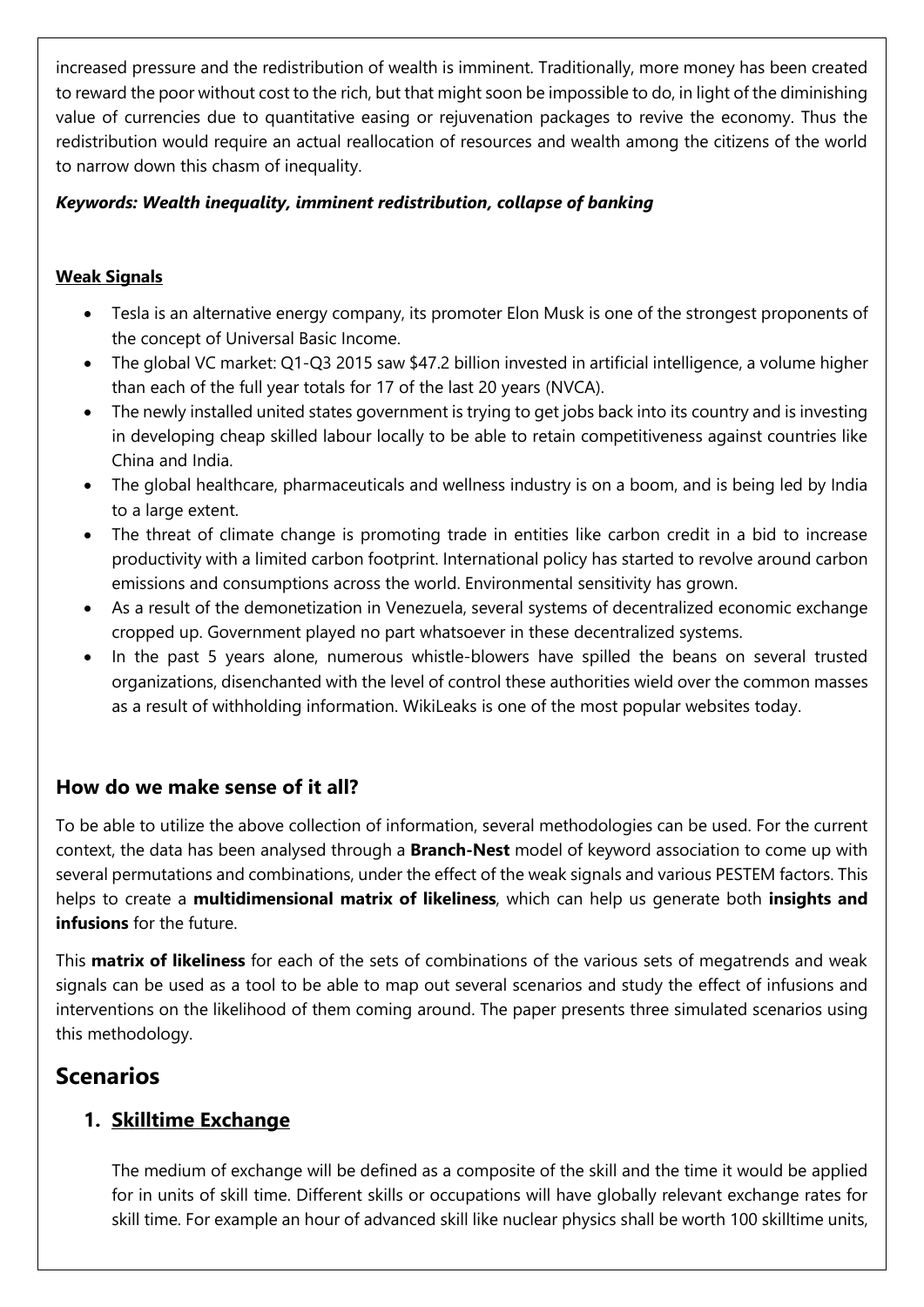increased pressure and the redistribution of wealth is imminent. Traditionally, more money has been created to reward the poor without cost to the rich, but that might soon be impossible to do, in light of the diminishing value of currencies due to quantitative easing or rejuvenation packages to revive the economy. Thus the redistribution would require an actual reallocation of resources and wealth among the citizens of the world to narrow down this chasm of inequality.

***Keywords: Wealth inequality, imminent redistribution, collapse of banking***

**Weak Signals**

- Tesla is an alternative energy company, its promoter Elon Musk is one of the strongest proponents of the concept of Universal Basic Income.
- The global VC market: Q1-Q3 2015 saw $47.2 billion invested in artificial intelligence, a volume higher than each of the full year totals for 17 of the last 20 years (NVCA).
- The newly installed united states government is trying to get jobs back into its country and is investing in developing cheap skilled labour locally to be able to retain competitiveness against countries like China and India.
- The global healthcare, pharmaceuticals and wellness industry is on a boom, and is being led by India to a large extent.
- The threat of climate change is promoting trade in entities like carbon credit in a bid to increase productivity with a limited carbon footprint. International policy has started to revolve around carbon emissions and consumptions across the world. Environmental sensitivity has grown.
- As a result of the demonetization in Venezuela, several systems of decentralized economic exchange cropped up. Government played no part whatsoever in these decentralized systems.
- In the past 5 years alone, numerous whistle-blowers have spilled the beans on several trusted organizations, disenchanted with the level of control these authorities wield over the common masses as a result of withholding information. WikiLeaks is one of the most popular websites today.

### How do we make sense of it all?

To be able to utilize the above collection of information, several methodologies can be used. For the current context, the data has been analysed through a **Branch-Nest** model of keyword association to come up with several permutations and combinations, under the effect of the weak signals and various PESTEM factors. This helps to create a **multidimensional matrix of likeliness**, which can help us generate both **insights and infusions** for the future.

This **matrix of likeliness** for each of the sets of combinations of the various sets of megatrends and weak signals can be used as a tool to be able to map out several scenarios and study the effect of infusions and interventions on the likelihood of them coming around. The paper presents three simulated scenarios using this methodology.

## Scenarios

### 1. Skilltime Exchange

The medium of exchange will be defined as a composite of the skill and the time it would be applied for in units of skill time. Different skills or occupations will have globally relevant exchange rates for skill time. For example an hour of advanced skill like nuclear physics shall be worth 100 skilltime units,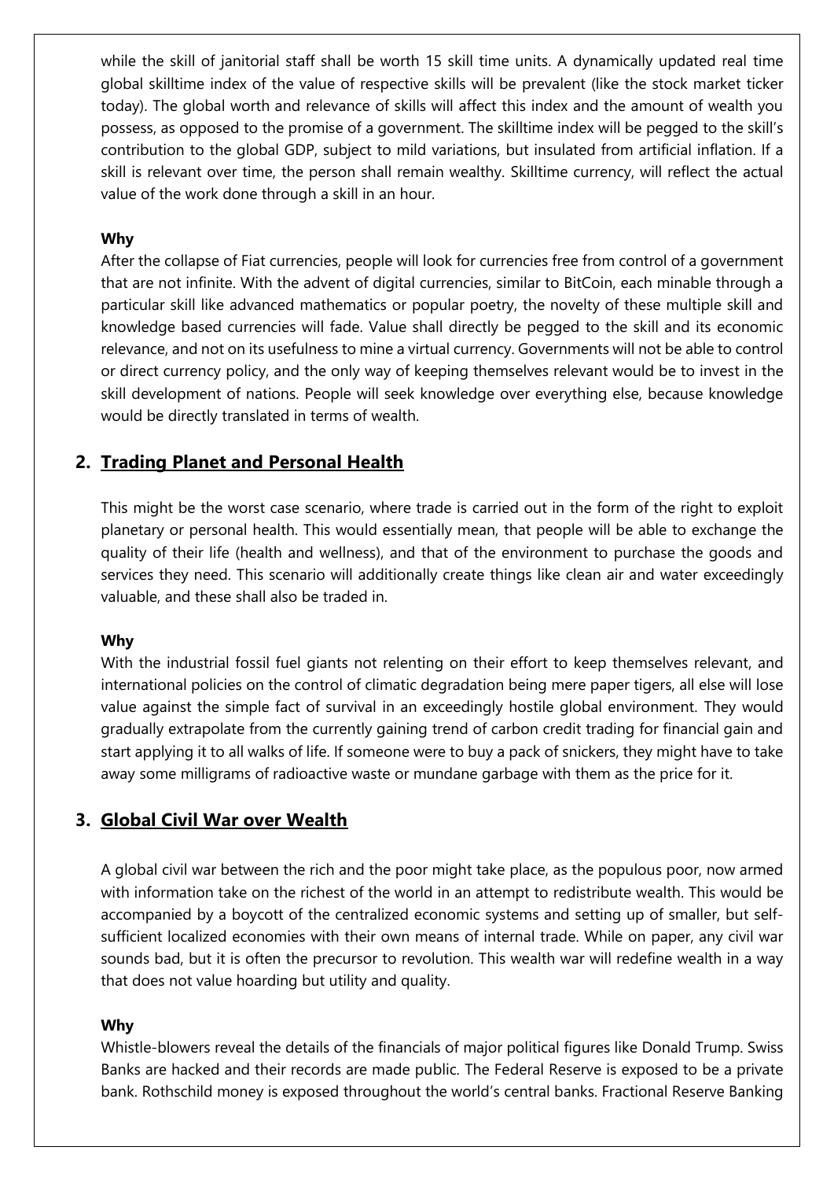while the skill of janitorial staff shall be worth 15 skill time units. A dynamically updated real time global skilltime index of the value of respective skills will be prevalent (like the stock market ticker today). The global worth and relevance of skills will affect this index and the amount of wealth you possess, as opposed to the promise of a government. The skilltime index will be pegged to the skill's contribution to the global GDP, subject to mild variations, but insulated from artificial inflation. If a skill is relevant over time, the person shall remain wealthy. Skilltime currency, will reflect the actual value of the work done through a skill in an hour.

**Why**

After the collapse of Fiat currencies, people will look for currencies free from control of a government that are not infinite. With the advent of digital currencies, similar to BitCoin, each minable through a particular skill like advanced mathematics or popular poetry, the novelty of these multiple skill and knowledge based currencies will fade. Value shall directly be pegged to the skill and its economic relevance, and not on its usefulness to mine a virtual currency. Governments will not be able to control or direct currency policy, and the only way of keeping themselves relevant would be to invest in the skill development of nations. People will seek knowledge over everything else, because knowledge would be directly translated in terms of wealth.

## 2. Trading Planet and Personal Health

This might be the worst case scenario, where trade is carried out in the form of the right to exploit planetary or personal health. This would essentially mean, that people will be able to exchange the quality of their life (health and wellness), and that of the environment to purchase the goods and services they need. This scenario will additionally create things like clean air and water exceedingly valuable, and these shall also be traded in.

**Why**

With the industrial fossil fuel giants not relenting on their effort to keep themselves relevant, and international policies on the control of climatic degradation being mere paper tigers, all else will lose value against the simple fact of survival in an exceedingly hostile global environment. They would gradually extrapolate from the currently gaining trend of carbon credit trading for financial gain and start applying it to all walks of life. If someone were to buy a pack of snickers, they might have to take away some milligrams of radioactive waste or mundane garbage with them as the price for it.

## 3. Global Civil War over Wealth

A global civil war between the rich and the poor might take place, as the populous poor, now armed with information take on the richest of the world in an attempt to redistribute wealth. This would be accompanied by a boycott of the centralized economic systems and setting up of smaller, but self-sufficient localized economies with their own means of internal trade. While on paper, any civil war sounds bad, but it is often the precursor to revolution. This wealth war will redefine wealth in a way that does not value hoarding but utility and quality.

**Why**

Whistle-blowers reveal the details of the financials of major political figures like Donald Trump. Swiss Banks are hacked and their records are made public. The Federal Reserve is exposed to be a private bank. Rothschild money is exposed throughout the world's central banks. Fractional Reserve Banking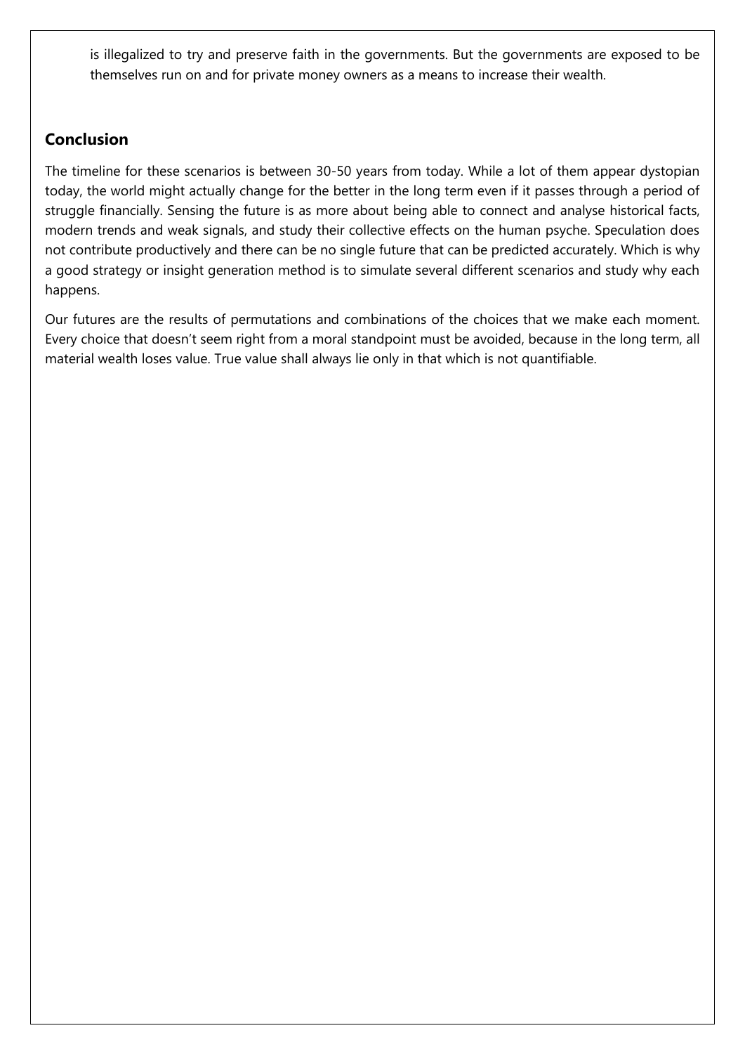is illegalized to try and preserve faith in the governments. But the governments are exposed to be themselves run on and for private money owners as a means to increase their wealth.

## Conclusion

The timeline for these scenarios is between 30-50 years from today. While a lot of them appear dystopian today, the world might actually change for the better in the long term even if it passes through a period of struggle financially. Sensing the future is as more about being able to connect and analyse historical facts, modern trends and weak signals, and study their collective effects on the human psyche. Speculation does not contribute productively and there can be no single future that can be predicted accurately. Which is why a good strategy or insight generation method is to simulate several different scenarios and study why each happens.

Our futures are the results of permutations and combinations of the choices that we make each moment. Every choice that doesn't seem right from a moral standpoint must be avoided, because in the long term, all material wealth loses value. True value shall always lie only in that which is not quantifiable.